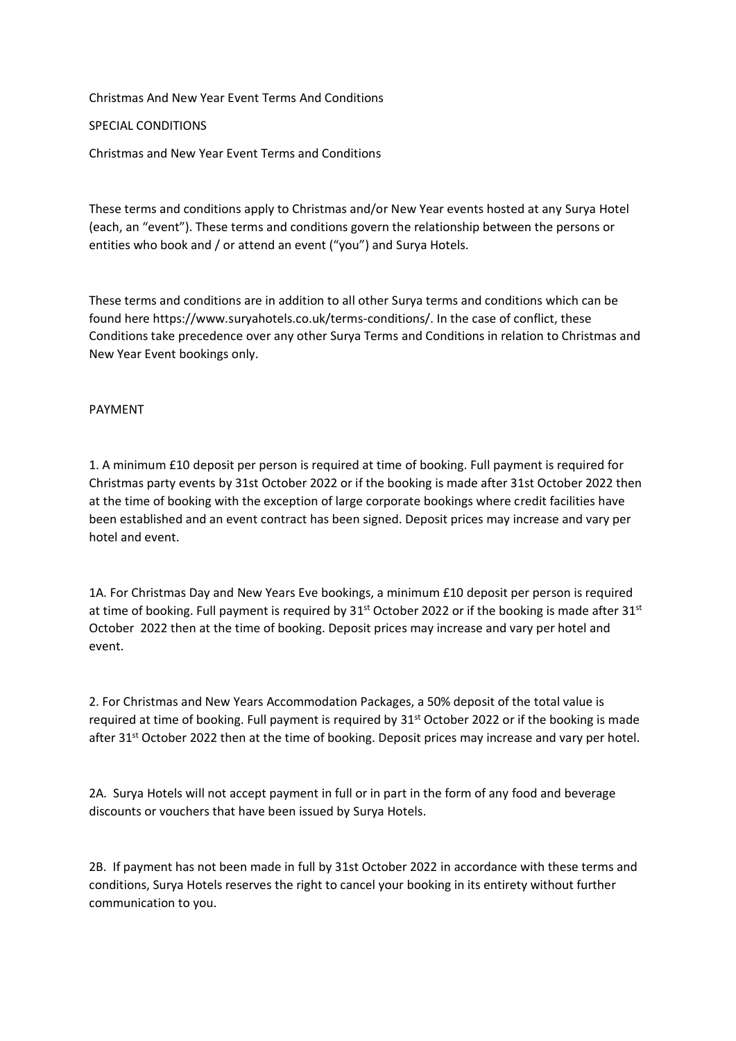# Christmas And New Year Event Terms And Conditions

## SPECIAL CONDITIONS

### Christmas and New Year Event Terms and Conditions

These terms and conditions apply to Christmas and/or New Year events hosted at any Surya Hotel (each, an "event"). These terms and conditions govern the relationship between the persons or entities who book and / or attend an event ("you") and Surya Hotels.

These terms and conditions are in addition to all other Surya terms and conditions which can be found here https://www.suryahotels.co.uk/terms-conditions/. In the case of conflict, these Conditions take precedence over any other Surya Terms and Conditions in relation to Christmas and New Year Event bookings only.

## PAYMENT

1. A minimum £10 deposit per person is required at time of booking. Full payment is required for Christmas party events by 31st October 2022 or if the booking is made after 31st October 2022 then at the time of booking with the exception of large corporate bookings where credit facilities have been established and an event contract has been signed. Deposit prices may increase and vary per hotel and event.

1A. For Christmas Day and New Years Eve bookings, a minimum £10 deposit per person is required at time of booking. Full payment is required by 31st October 2022 or if the booking is made after 31st October 2022 then at the time of booking. Deposit prices may increase and vary per hotel and event.

2. For Christmas and New Years Accommodation Packages, a 50% deposit of the total value is required at time of booking. Full payment is required by 31st October 2022 or if the booking is made after 31st October 2022 then at the time of booking. Deposit prices may increase and vary per hotel.

2A. Surya Hotels will not accept payment in full or in part in the form of any food and beverage discounts or vouchers that have been issued by Surya Hotels.

2B. If payment has not been made in full by 31st October 2022 in accordance with these terms and conditions, Surya Hotels reserves the right to cancel your booking in its entirety without further communication to you.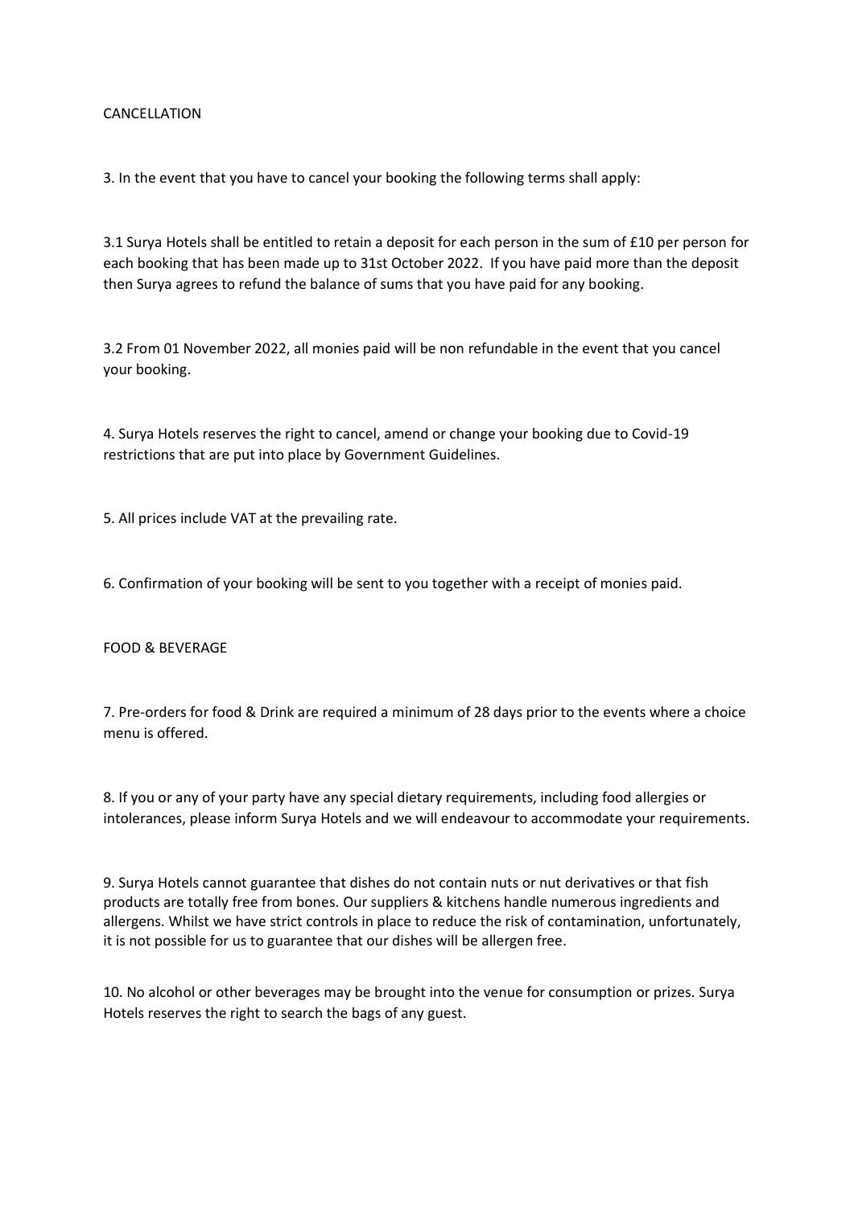## CANCELLATION

3. In the event that you have to cancel your booking the following terms shall apply:

3.1 Surya Hotels shall be entitled to retain a deposit for each person in the sum of £10 per person for each booking that has been made up to 31st October 2022. If you have paid more than the deposit then Surya agrees to refund the balance of sums that you have paid for any booking.

3.2 From 01 November 2022, all monies paid will be non refundable in the event that you cancel your booking.

4. Surya Hotels reserves the right to cancel, amend or change your booking due to Covid-19 restrictions that are put into place by Government Guidelines.

5. All prices include VAT at the prevailing rate.

6. Confirmation of your booking will be sent to you together with a receipt of monies paid.

## FOOD & BEVERAGE

7. Pre-orders for food & Drink are required a minimum of 28 days prior to the events where a choice menu is offered.

8. If you or any of your party have any special dietary requirements, including food allergies or intolerances, please inform Surya Hotels and we will endeavour to accommodate your requirements.

9. Surya Hotels cannot guarantee that dishes do not contain nuts or nut derivatives or that fish products are totally free from bones. Our suppliers & kitchens handle numerous ingredients and allergens. Whilst we have strict controls in place to reduce the risk of contamination, unfortunately, it is not possible for us to guarantee that our dishes will be allergen free.

10. No alcohol or other beverages may be brought into the venue for consumption or prizes. Surya Hotels reserves the right to search the bags of any guest.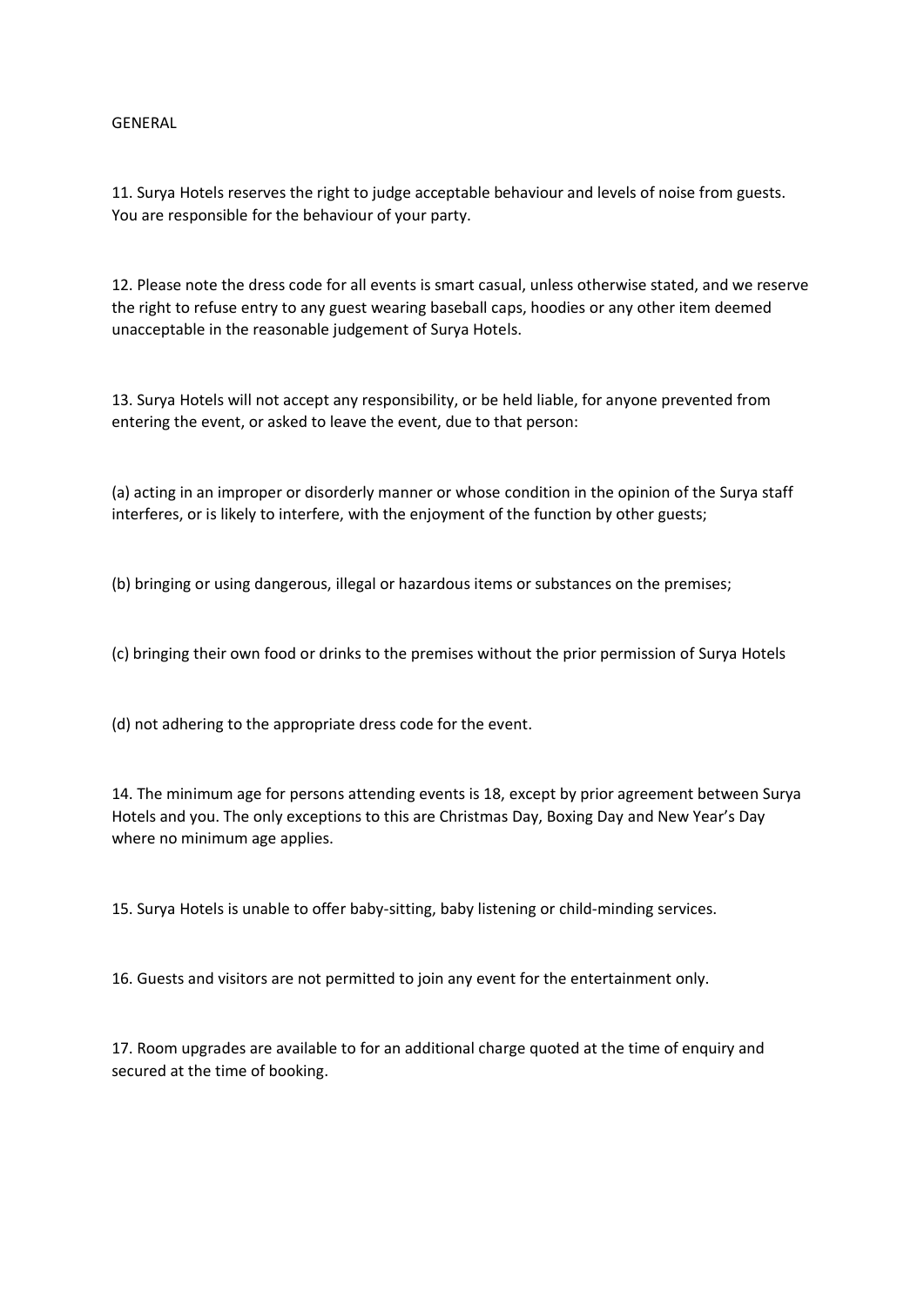## GENERAL

11. Surya Hotels reserves the right to judge acceptable behaviour and levels of noise from guests. You are responsible for the behaviour of your party.

12. Please note the dress code for all events is smart casual, unless otherwise stated, and we reserve the right to refuse entry to any guest wearing baseball caps, hoodies or any other item deemed unacceptable in the reasonable judgement of Surya Hotels.

13. Surya Hotels will not accept any responsibility, or be held liable, for anyone prevented from entering the event, or asked to leave the event, due to that person:

(a) acting in an improper or disorderly manner or whose condition in the opinion of the Surya staff interferes, or is likely to interfere, with the enjoyment of the function by other guests;

(b) bringing or using dangerous, illegal or hazardous items or substances on the premises;

(c) bringing their own food or drinks to the premises without the prior permission of Surya Hotels

(d) not adhering to the appropriate dress code for the event.

14. The minimum age for persons attending events is 18, except by prior agreement between Surya Hotels and you. The only exceptions to this are Christmas Day, Boxing Day and New Year's Day where no minimum age applies.

15. Surya Hotels is unable to offer baby-sitting, baby listening or child-minding services.

16. Guests and visitors are not permitted to join any event for the entertainment only.

17. Room upgrades are available to for an additional charge quoted at the time of enquiry and secured at the time of booking.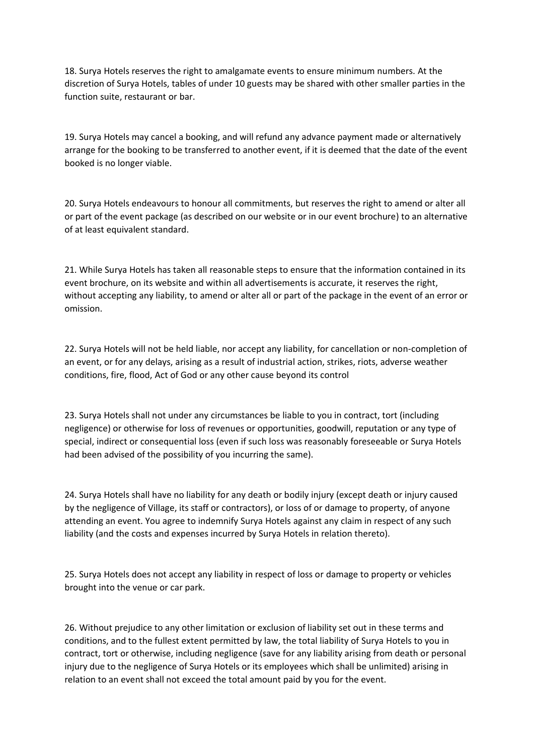18. Surya Hotels reserves the right to amalgamate events to ensure minimum numbers. At the discretion of Surya Hotels, tables of under 10 guests may be shared with other smaller parties in the function suite, restaurant or bar.

19. Surya Hotels may cancel a booking, and will refund any advance payment made or alternatively arrange for the booking to be transferred to another event, if it is deemed that the date of the event booked is no longer viable.

20. Surya Hotels endeavours to honour all commitments, but reserves the right to amend or alter all or part of the event package (as described on our website or in our event brochure) to an alternative of at least equivalent standard.

21. While Surya Hotels has taken all reasonable steps to ensure that the information contained in its event brochure, on its website and within all advertisements is accurate, it reserves the right, without accepting any liability, to amend or alter all or part of the package in the event of an error or omission.

22. Surya Hotels will not be held liable, nor accept any liability, for cancellation or non-completion of an event, or for any delays, arising as a result of industrial action, strikes, riots, adverse weather conditions, fire, flood, Act of God or any other cause beyond its control

23. Surya Hotels shall not under any circumstances be liable to you in contract, tort (including negligence) or otherwise for loss of revenues or opportunities, goodwill, reputation or any type of special, indirect or consequential loss (even if such loss was reasonably foreseeable or Surya Hotels had been advised of the possibility of you incurring the same).

24. Surya Hotels shall have no liability for any death or bodily injury (except death or injury caused by the negligence of Village, its staff or contractors), or loss of or damage to property, of anyone attending an event. You agree to indemnify Surya Hotels against any claim in respect of any such liability (and the costs and expenses incurred by Surya Hotels in relation thereto).

25. Surya Hotels does not accept any liability in respect of loss or damage to property or vehicles brought into the venue or car park.

26. Without prejudice to any other limitation or exclusion of liability set out in these terms and conditions, and to the fullest extent permitted by law, the total liability of Surya Hotels to you in contract, tort or otherwise, including negligence (save for any liability arising from death or personal injury due to the negligence of Surya Hotels or its employees which shall be unlimited) arising in relation to an event shall not exceed the total amount paid by you for the event.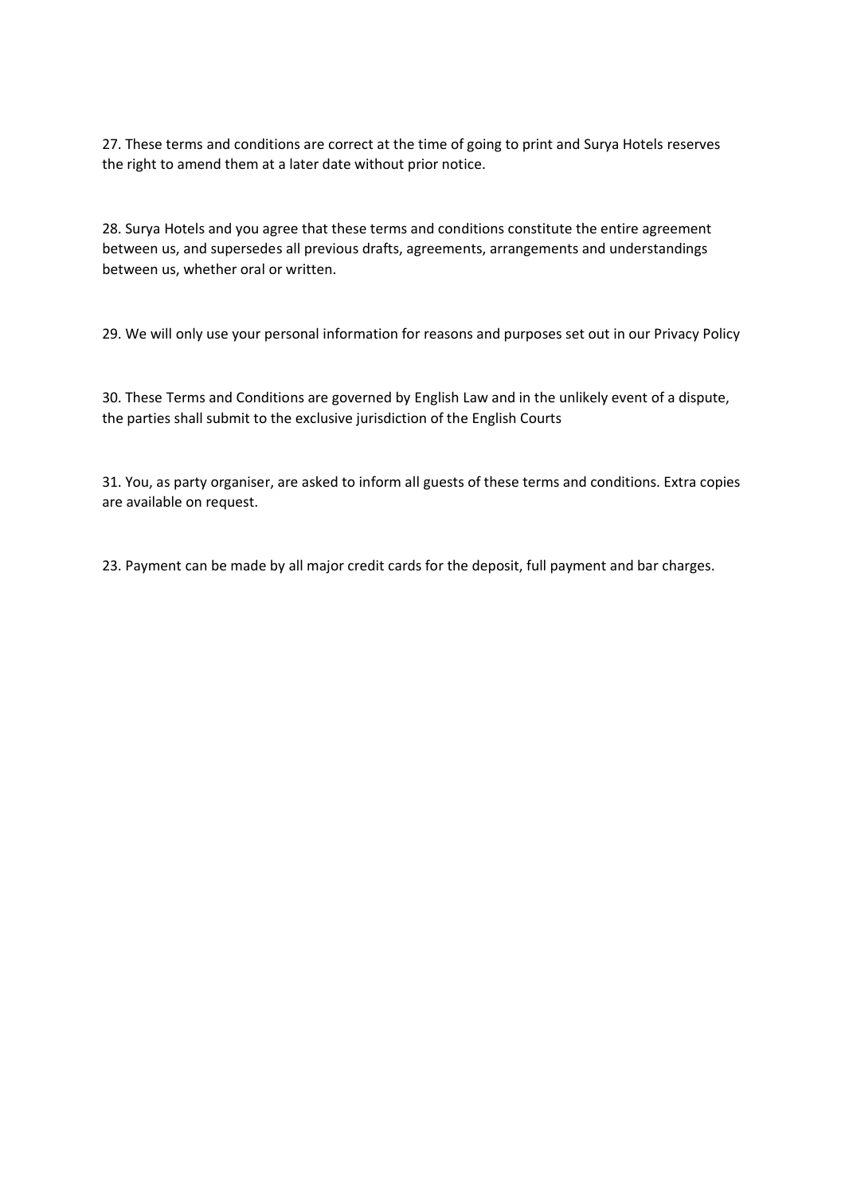27. These terms and conditions are correct at the time of going to print and Surya Hotels reserves the right to amend them at a later date without prior notice.

28. Surya Hotels and you agree that these terms and conditions constitute the entire agreement between us, and supersedes all previous drafts, agreements, arrangements and understandings between us, whether oral or written.

29. We will only use your personal information for reasons and purposes set out in our Privacy Policy

30. These Terms and Conditions are governed by English Law and in the unlikely event of a dispute, the parties shall submit to the exclusive jurisdiction of the English Courts

31. You, as party organiser, are asked to inform all guests of these terms and conditions. Extra copies are available on request.

23. Payment can be made by all major credit cards for the deposit, full payment and bar charges.